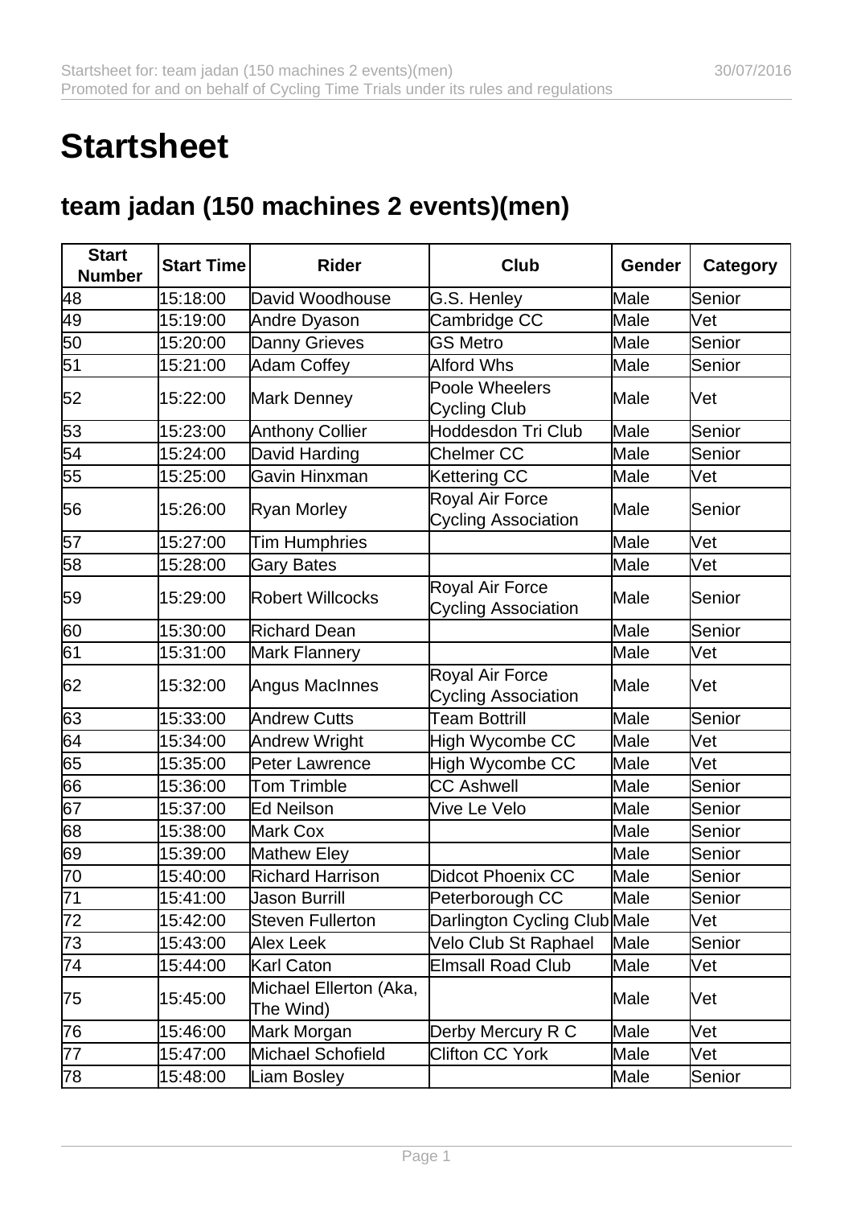# Startsheet

## team jadan (150 machines 2 events)(men)

| Start Number | Start Time | Rider | Club | Gender | Category |
|---|---|---|---|---|---|
| 48 | 15:18:00 | David Woodhouse | G.S. Henley | Male | Senior |
| 49 | 15:19:00 | Andre Dyason | Cambridge CC | Male | Vet |
| 50 | 15:20:00 | Danny Grieves | GS Metro | Male | Senior |
| 51 | 15:21:00 | Adam Coffey | Alford Whs | Male | Senior |
| 52 | 15:22:00 | Mark Denney | Poole Wheelers Cycling Club | Male | Vet |
| 53 | 15:23:00 | Anthony Collier | Hoddesdon Tri Club | Male | Senior |
| 54 | 15:24:00 | David Harding | Chelmer CC | Male | Senior |
| 55 | 15:25:00 | Gavin Hinxman | Kettering CC | Male | Vet |
| 56 | 15:26:00 | Ryan Morley | Royal Air Force Cycling Association | Male | Senior |
| 57 | 15:27:00 | Tim Humphries | | Male | Vet |
| 58 | 15:28:00 | Gary Bates | | Male | Vet |
| 59 | 15:29:00 | Robert Willcocks | Royal Air Force Cycling Association | Male | Senior |
| 60 | 15:30:00 | Richard Dean | | Male | Senior |
| 61 | 15:31:00 | Mark Flannery | | Male | Vet |
| 62 | 15:32:00 | Angus MacInnes | Royal Air Force Cycling Association | Male | Vet |
| 63 | 15:33:00 | Andrew Cutts | Team Bottrill | Male | Senior |
| 64 | 15:34:00 | Andrew Wright | High Wycombe CC | Male | Vet |
| 65 | 15:35:00 | Peter Lawrence | High Wycombe CC | Male | Vet |
| 66 | 15:36:00 | Tom Trimble | CC Ashwell | Male | Senior |
| 67 | 15:37:00 | Ed Neilson | Vive Le Velo | Male | Senior |
| 68 | 15:38:00 | Mark Cox | | Male | Senior |
| 69 | 15:39:00 | Mathew Eley | | Male | Senior |
| 70 | 15:40:00 | Richard Harrison | Didcot Phoenix CC | Male | Senior |
| 71 | 15:41:00 | Jason Burrill | Peterborough CC | Male | Senior |
| 72 | 15:42:00 | Steven Fullerton | Darlington Cycling Club | Male | Vet |
| 73 | 15:43:00 | Alex Leek | Velo Club St Raphael | Male | Senior |
| 74 | 15:44:00 | Karl Caton | Elmsall Road Club | Male | Vet |
| 75 | 15:45:00 | Michael Ellerton (Aka, The Wind) | | Male | Vet |
| 76 | 15:46:00 | Mark Morgan | Derby Mercury R C | Male | Vet |
| 77 | 15:47:00 | Michael Schofield | Clifton CC York | Male | Vet |
| 78 | 15:48:00 | Liam Bosley | | Male | Senior |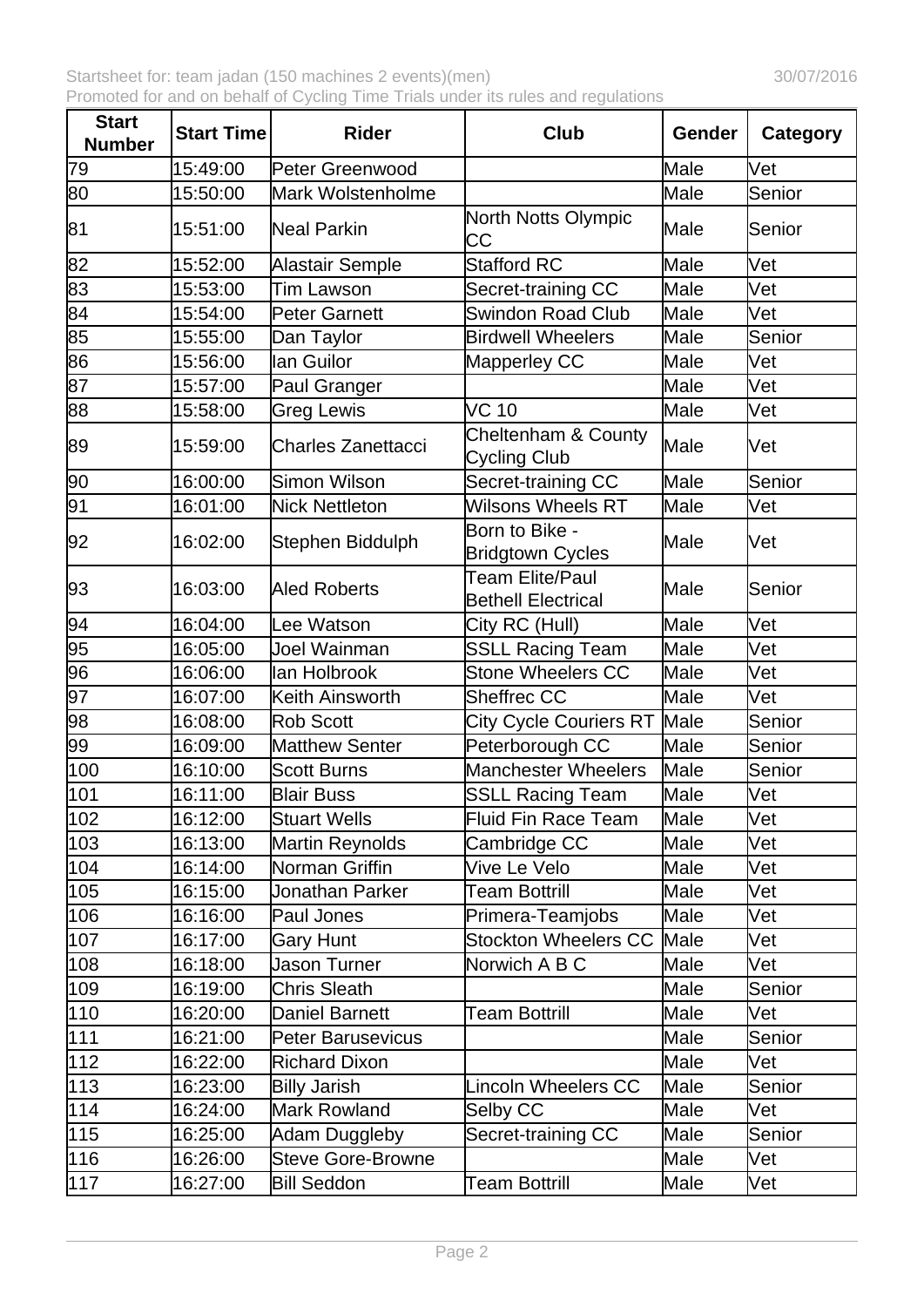| Start Number | Start Time | Rider | Club | Gender | Category |
|---|---|---|---|---|---|
| 79 | 15:49:00 | Peter Greenwood | | Male | Vet |
| 80 | 15:50:00 | Mark Wolstenholme | | Male | Senior |
| 81 | 15:51:00 | Neal Parkin | North Notts Olympic CC | Male | Senior |
| 82 | 15:52:00 | Alastair Semple | Stafford RC | Male | Vet |
| 83 | 15:53:00 | Tim Lawson | Secret-training CC | Male | Vet |
| 84 | 15:54:00 | Peter Garnett | Swindon Road Club | Male | Vet |
| 85 | 15:55:00 | Dan Taylor | Birdwell Wheelers | Male | Senior |
| 86 | 15:56:00 | Ian Guilor | Mapperley CC | Male | Vet |
| 87 | 15:57:00 | Paul Granger | | Male | Vet |
| 88 | 15:58:00 | Greg Lewis | VC 10 | Male | Vet |
| 89 | 15:59:00 | Charles Zanettacci | Cheltenham & County Cycling Club | Male | Vet |
| 90 | 16:00:00 | Simon Wilson | Secret-training CC | Male | Senior |
| 91 | 16:01:00 | Nick Nettleton | Wilsons Wheels RT | Male | Vet |
| 92 | 16:02:00 | Stephen Biddulph | Born to Bike - Bridgtown Cycles | Male | Vet |
| 93 | 16:03:00 | Aled Roberts | Team Elite/Paul Bethell Electrical | Male | Senior |
| 94 | 16:04:00 | Lee Watson | City RC (Hull) | Male | Vet |
| 95 | 16:05:00 | Joel Wainman | SSLL Racing Team | Male | Vet |
| 96 | 16:06:00 | Ian Holbrook | Stone Wheelers CC | Male | Vet |
| 97 | 16:07:00 | Keith Ainsworth | Sheffrec CC | Male | Vet |
| 98 | 16:08:00 | Rob Scott | City Cycle Couriers RT | Male | Senior |
| 99 | 16:09:00 | Matthew Senter | Peterborough CC | Male | Senior |
| 100 | 16:10:00 | Scott Burns | Manchester Wheelers | Male | Senior |
| 101 | 16:11:00 | Blair Buss | SSLL Racing Team | Male | Vet |
| 102 | 16:12:00 | Stuart Wells | Fluid Fin Race Team | Male | Vet |
| 103 | 16:13:00 | Martin Reynolds | Cambridge CC | Male | Vet |
| 104 | 16:14:00 | Norman Griffin | Vive Le Velo | Male | Vet |
| 105 | 16:15:00 | Jonathan Parker | Team Bottrill | Male | Vet |
| 106 | 16:16:00 | Paul Jones | Primera-Teamjobs | Male | Vet |
| 107 | 16:17:00 | Gary Hunt | Stockton Wheelers CC | Male | Vet |
| 108 | 16:18:00 | Jason Turner | Norwich A B C | Male | Vet |
| 109 | 16:19:00 | Chris Sleath | | Male | Senior |
| 110 | 16:20:00 | Daniel Barnett | Team Bottrill | Male | Vet |
| 111 | 16:21:00 | Peter Barusevicus | | Male | Senior |
| 112 | 16:22:00 | Richard Dixon | | Male | Vet |
| 113 | 16:23:00 | Billy Jarish | Lincoln Wheelers CC | Male | Senior |
| 114 | 16:24:00 | Mark Rowland | Selby CC | Male | Vet |
| 115 | 16:25:00 | Adam Duggleby | Secret-training CC | Male | Senior |
| 116 | 16:26:00 | Steve Gore-Browne | | Male | Vet |
| 117 | 16:27:00 | Bill Seddon | Team Bottrill | Male | Vet |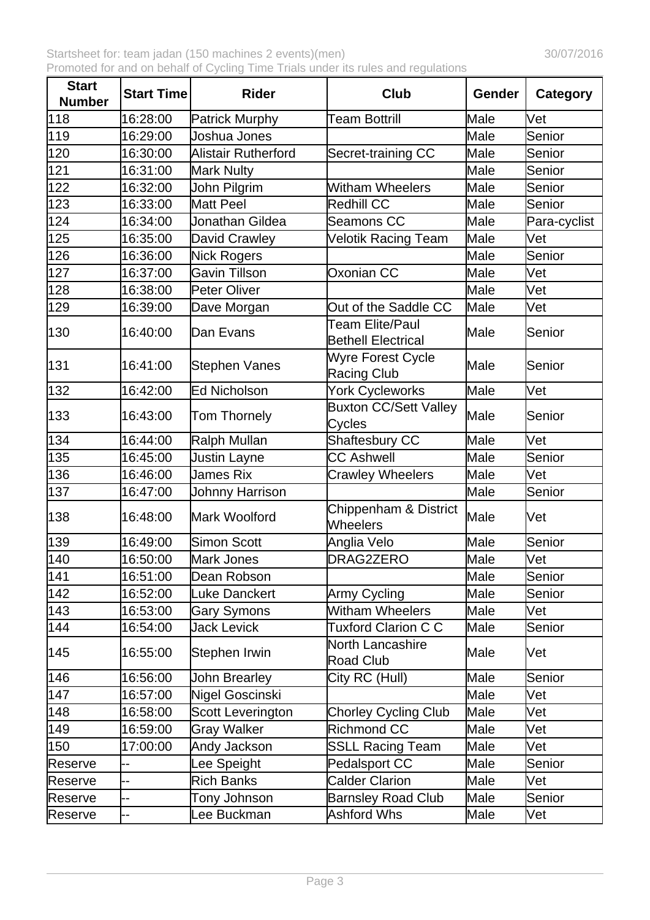Startsheet for: team jadan (150 machines 2 events)(men) 30/07/2016

Promoted for and on behalf of Cycling Time Trials under its rules and regulations

| Start Number | Start Time | Rider | Club | Gender | Category |
|---|---|---|---|---|---|
| 118 | 16:28:00 | Patrick Murphy | Team Bottrill | Male | Vet |
| 119 | 16:29:00 | Joshua Jones | | Male | Senior |
| 120 | 16:30:00 | Alistair Rutherford | Secret-training CC | Male | Senior |
| 121 | 16:31:00 | Mark Nulty | | Male | Senior |
| 122 | 16:32:00 | John Pilgrim | Witham Wheelers | Male | Senior |
| 123 | 16:33:00 | Matt Peel | Redhill CC | Male | Senior |
| 124 | 16:34:00 | Jonathan Gildea | Seamons CC | Male | Para-cyclist |
| 125 | 16:35:00 | David Crawley | Velotik Racing Team | Male | Vet |
| 126 | 16:36:00 | Nick Rogers | | Male | Senior |
| 127 | 16:37:00 | Gavin Tillson | Oxonian CC | Male | Vet |
| 128 | 16:38:00 | Peter Oliver | | Male | Vet |
| 129 | 16:39:00 | Dave Morgan | Out of the Saddle CC | Male | Vet |
| 130 | 16:40:00 | Dan Evans | Team Elite/Paul Bethell Electrical | Male | Senior |
| 131 | 16:41:00 | Stephen Vanes | Wyre Forest Cycle Racing Club | Male | Senior |
| 132 | 16:42:00 | Ed Nicholson | York Cycleworks | Male | Vet |
| 133 | 16:43:00 | Tom Thornely | Buxton CC/Sett Valley Cycles | Male | Senior |
| 134 | 16:44:00 | Ralph Mullan | Shaftesbury CC | Male | Vet |
| 135 | 16:45:00 | Justin Layne | CC Ashwell | Male | Senior |
| 136 | 16:46:00 | James Rix | Crawley Wheelers | Male | Vet |
| 137 | 16:47:00 | Johnny Harrison | | Male | Senior |
| 138 | 16:48:00 | Mark Woolford | Chippenham & District Wheelers | Male | Vet |
| 139 | 16:49:00 | Simon Scott | Anglia Velo | Male | Senior |
| 140 | 16:50:00 | Mark Jones | DRAG2ZERO | Male | Vet |
| 141 | 16:51:00 | Dean Robson | | Male | Senior |
| 142 | 16:52:00 | Luke Danckert | Army Cycling | Male | Senior |
| 143 | 16:53:00 | Gary Symons | Witham Wheelers | Male | Vet |
| 144 | 16:54:00 | Jack Levick | Tuxford Clarion C C | Male | Senior |
| 145 | 16:55:00 | Stephen Irwin | North Lancashire Road Club | Male | Vet |
| 146 | 16:56:00 | John Brearley | City RC (Hull) | Male | Senior |
| 147 | 16:57:00 | Nigel Goscinski | | Male | Vet |
| 148 | 16:58:00 | Scott Leverington | Chorley Cycling Club | Male | Vet |
| 149 | 16:59:00 | Gray Walker | Richmond CC | Male | Vet |
| 150 | 17:00:00 | Andy Jackson | SSLL Racing Team | Male | Vet |
| Reserve | -- | Lee Speight | Pedalsport CC | Male | Senior |
| Reserve | -- | Rich Banks | Calder Clarion | Male | Vet |
| Reserve | -- | Tony Johnson | Barnsley Road Club | Male | Senior |
| Reserve | -- | Lee Buckman | Ashford Whs | Male | Vet |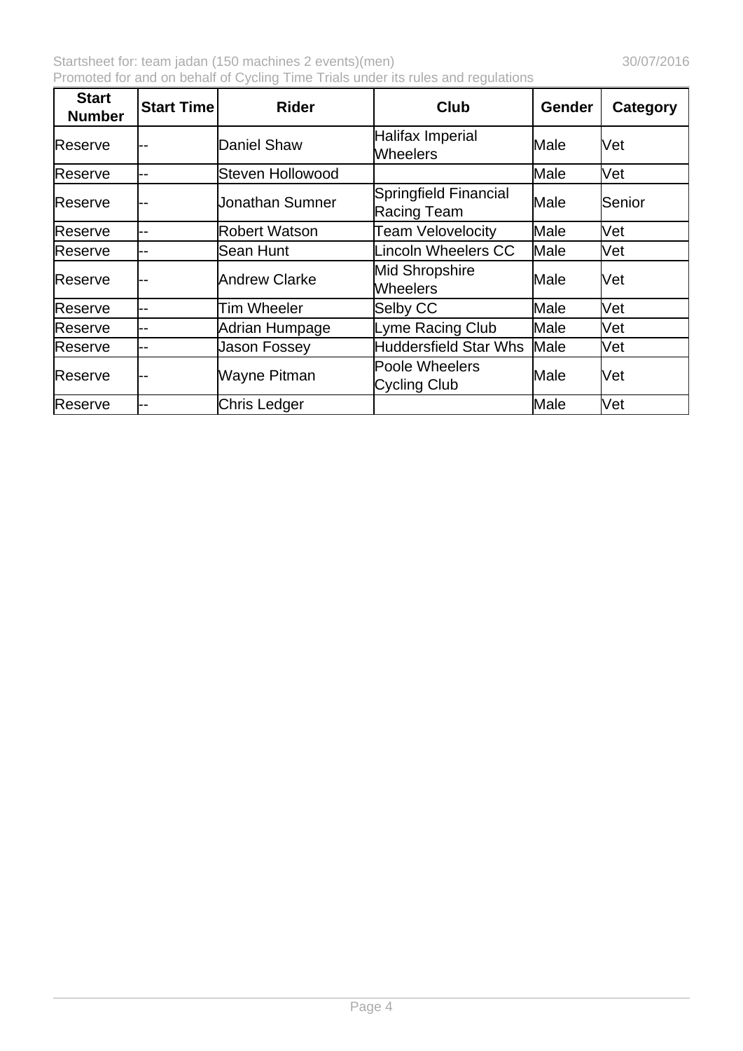| Start Number | Start Time | Rider | Club | Gender | Category |
| --- | --- | --- | --- | --- | --- |
| Reserve | -- | Daniel Shaw | Halifax Imperial Wheelers | Male | Vet |
| Reserve | -- | Steven Hollowood | | Male | Vet |
| Reserve | -- | Jonathan Sumner | Springfield Financial Racing Team | Male | Senior |
| Reserve | -- | Robert Watson | Team Velovelocity | Male | Vet |
| Reserve | -- | Sean Hunt | Lincoln Wheelers CC | Male | Vet |
| Reserve | -- | Andrew Clarke | Mid Shropshire Wheelers | Male | Vet |
| Reserve | -- | Tim Wheeler | Selby CC | Male | Vet |
| Reserve | -- | Adrian Humpage | Lyme Racing Club | Male | Vet |
| Reserve | -- | Jason Fossey | Huddersfield Star Whs | Male | Vet |
| Reserve | -- | Wayne Pitman | Poole Wheelers Cycling Club | Male | Vet |
| Reserve | -- | Chris Ledger | | Male | Vet |